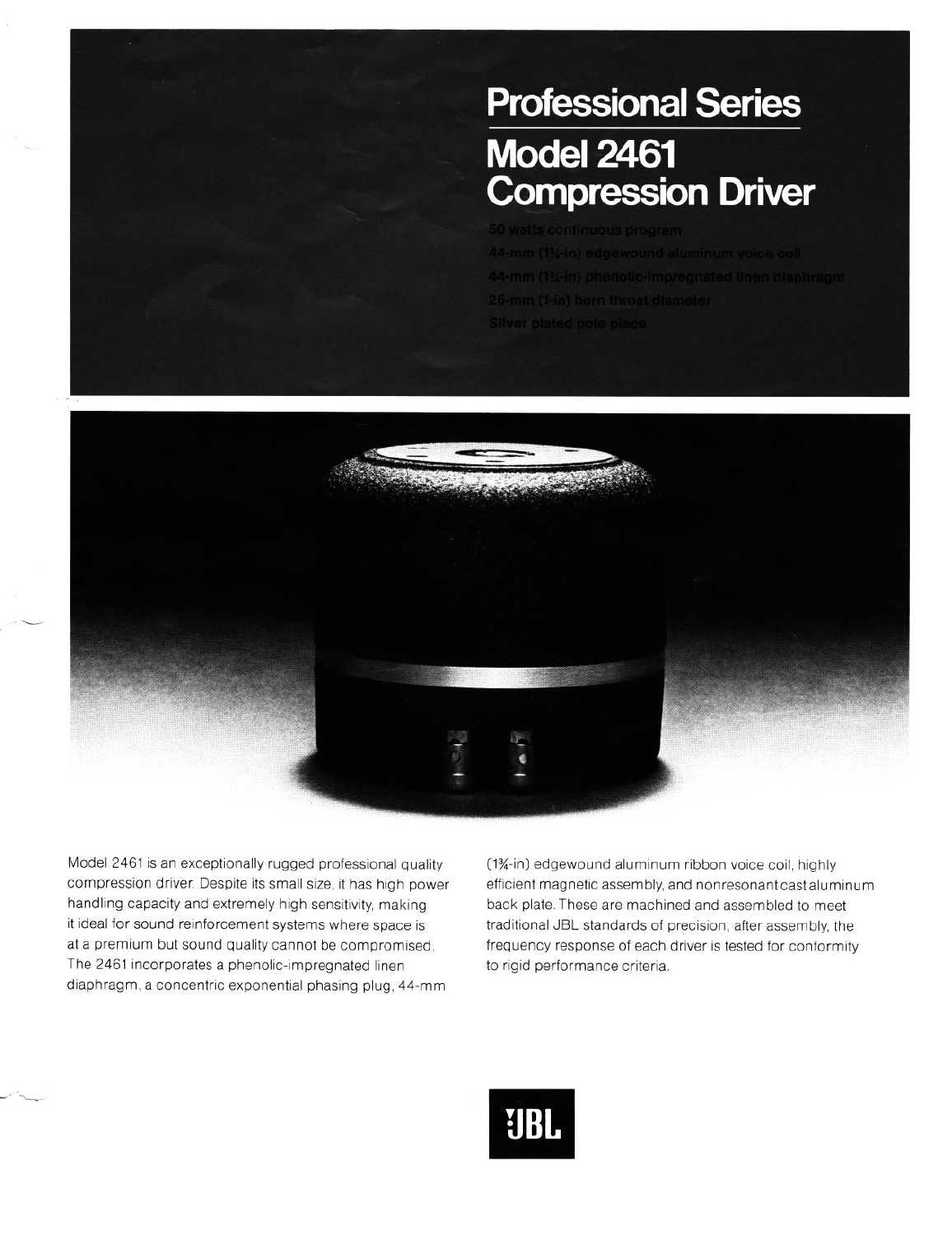# Professional Series

# Model 2461 Compression Driver

50 watts continuous program
44-mm (1¾-in) edgewound aluminum voice coil
44-mm (1¾-in) phenolic-impregnated linen diaphragm
25-mm (1-in) horn throat diameter
Silver plated pole piece

Model 2461 is an exceptionally rugged professional quality compression driver. Despite its small size, it has high power handling capacity and extremely high sensitivity, making it ideal for sound reinforcement systems where space is at a premium but sound quality cannot be compromised. The 2461 incorporates a phenolic-impregnated linen diaphragm, a concentric exponential phasing plug, 44-mm (1¾-in) edgewound aluminum ribbon voice coil, highly efficient magnetic assembly, and nonresonant cast aluminum back plate. These are machined and assembled to meet traditional JBL standards of precision; after assembly, the frequency response of each driver is tested for conformity to rigid performance criteria.

JBL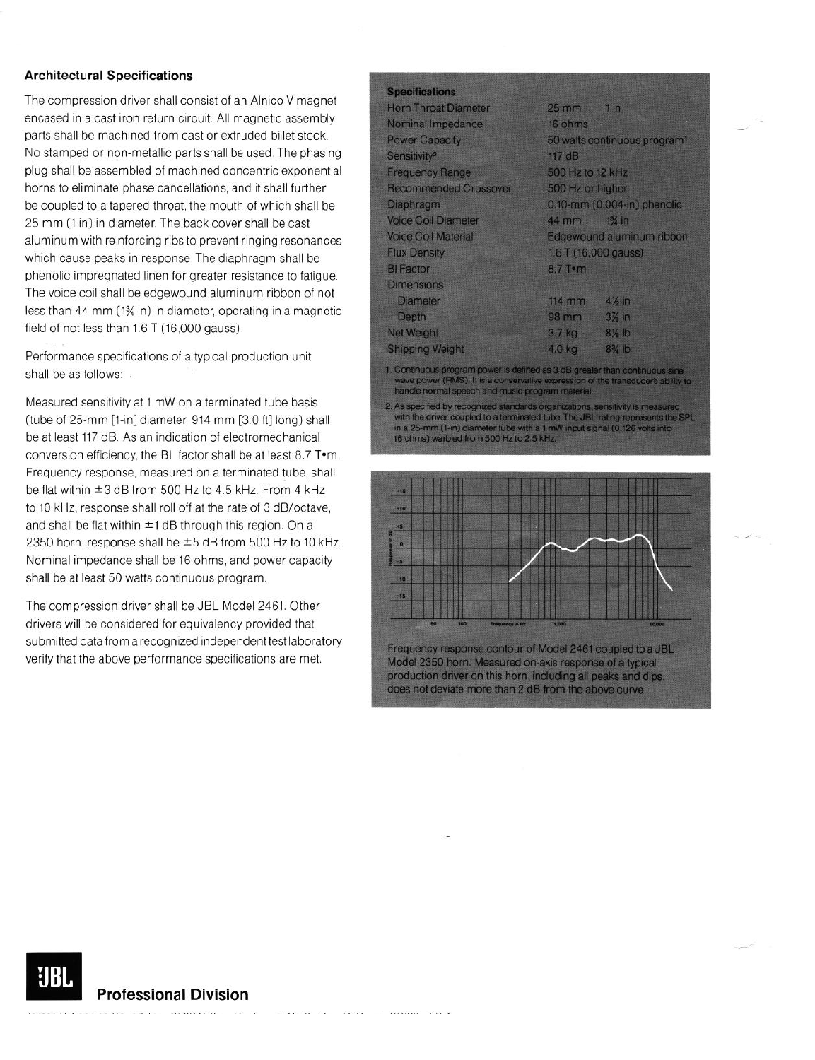### Architectural Specifications

The compression driver shall consist of an Alnico V magnet encased in a cast iron return circuit. All magnetic assembly parts shall be machined from cast or extruded billet stock. No stamped or non-metallic parts shall be used. The phasing plug shall be assembled of machined concentric exponential horns to eliminate phase cancellations, and it shall further be coupled to a tapered throat, the mouth of which shall be 25 mm (1 in) in diameter. The back cover shall be cast aluminum with reinforcing ribs to prevent ringing resonances which cause peaks in response. The diaphragm shall be phenolic impregnated linen for greater resistance to fatigue. The voice coil shall be edgewound aluminum ribbon of not less than 44 mm (1¾ in) in diameter, operating in a magnetic field of not less than 1.6 T (16,000 gauss).

Performance specifications of a typical production unit shall be as follows:

Measured sensitivity at 1 mW on a terminated tube basis (tube of 25-mm [1-in] diameter, 914 mm [3.0 ft] long) shall be at least 117 dB. As an indication of electromechanical conversion efficiency, the Bl factor shall be at least 8.7 T•m. Frequency response, measured on a terminated tube, shall be flat within ±3 dB from 500 Hz to 4.5 kHz. From 4 kHz to 10 kHz, response shall roll off at the rate of 3 dB/octave, and shall be flat within ±1 dB through this region. On a 2350 horn, response shall be ±5 dB from 500 Hz to 10 kHz. Nominal impedance shall be 16 ohms, and power capacity shall be at least 50 watts continuous program.

The compression driver shall be JBL Model 2461. Other drivers will be considered for equivalency provided that submitted data from a recognized independent test laboratory verify that the above performance specifications are met.

**Specifications**

| | | |
|---|---|---|
| Horn Throat Diameter | 25 mm | 1 in |
| Nominal Impedance | 16 ohms | |
| Power Capacity | 50 watts continuous program[1] | |
| Sensitivity[2] | 117 dB | |
| Frequency Range | 500 Hz to 12 kHz | |
| Recommended Crossover | 500 Hz or higher | |
| Diaphragm | 0.10-mm (0.004-in) phenolic | |
| Voice Coil Diameter | 44 mm | 1¾ in |
| Voice Coil Material | Edgewound aluminum ribbon | |
| Flux Density | 1.6 T (16,000 gauss) | |
| Bl Factor | 8.7 T•m | |
| Dimensions | | |
| Diameter | 114 mm | 4½ in |
| Depth | 98 mm | 3⅞ in |
| Net Weight | 3.7 kg | 8⅛ lb |
| Shipping Weight | 4.0 kg | 8¾ lb |

1. Continuous program power is defined as 3 dB greater than continuous sine wave power (RMS). It is a conservative expression of the transducer's ability to handle normal speech and music program material.
2. As specified by recognized standards organizations, sensitivity is measured with the driver coupled to a terminated tube. The JBL rating represents the SPL in a 25-mm (1-in) diameter tube with a 1 mW input signal (0.126 volts into 16 ohms) warbled from 500 Hz to 2.5 kHz.

+15
+10
+5
0
−5
−10
−15
Response in dB
50
100
Frequency in Hz
1,000
10,000

Frequency response contour of Model 2461 coupled to a JBL Model 2350 horn. Measured on-axis response of a typical production driver on this horn, including all peaks and dips, does not deviate more than 2 dB from the above curve.

**JBL** Professional Division